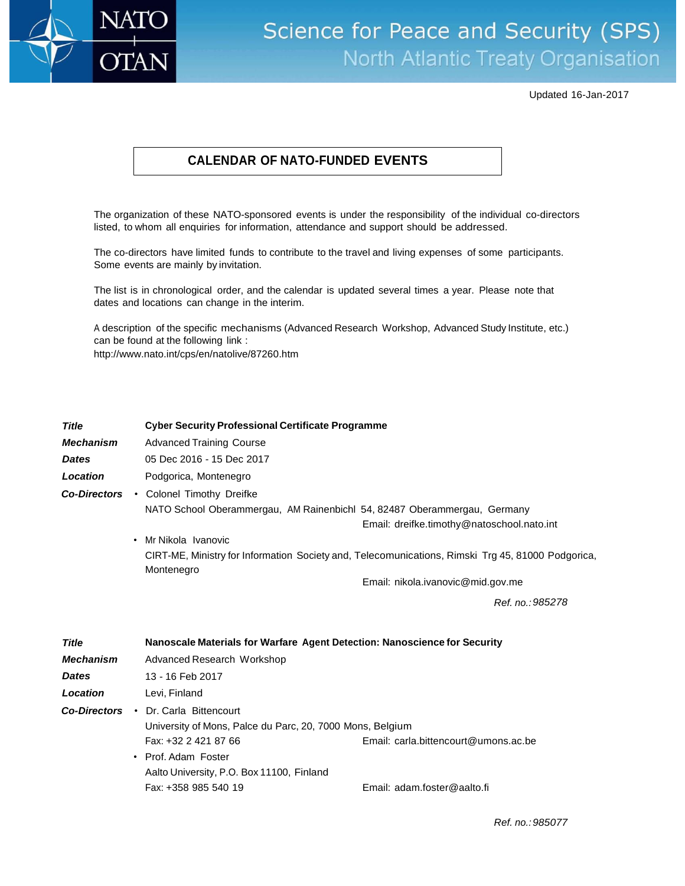Science for Peace and Security (SPS)
North Atlantic Treaty Organisation

Updated 16-Jan-2017

# CALENDAR OF NATO-FUNDED EVENTS

The organization of these NATO-sponsored events is under the responsibility of the individual co-directors listed, to whom all enquiries for information, attendance and support should be addressed.

The co-directors have limited funds to contribute to the travel and living expenses of some participants. Some events are mainly by invitation.

The list is in chronological order, and the calendar is updated several times a year. Please note that dates and locations can change in the interim.

A description of the specific mechanisms (Advanced Research Workshop, Advanced Study Institute, etc.) can be found at the following link :
http://www.nato.int/cps/en/natolive/87260.htm

***Title*** **Cyber Security Professional Certificate Programme**

***Mechanism*** Advanced Training Course

***Dates*** 05 Dec 2016 - 15 Dec 2017

***Location*** Podgorica, Montenegro

***Co-Directors***

- Colonel Timothy Dreifke
  NATO School Oberammergau, AM Rainenbichl 54, 82487 Oberammergau, Germany
  Email: dreifke.timothy@natoschool.nato.int
- Mr Nikola Ivanovic
  CIRT-ME, Ministry for Information Society and, Telecomunications, Rimski Trg 45, 81000 Podgorica, Montenegro
  Email: nikola.ivanovic@mid.gov.me

*Ref. no.: 985278*

***Title*** **Nanoscale Materials for Warfare Agent Detection: Nanoscience for Security**

***Mechanism*** Advanced Research Workshop

***Dates*** 13 - 16 Feb 2017

***Location*** Levi, Finland

***Co-Directors***

- Dr. Carla Bittencourt
  University of Mons, Palce du Parc, 20, 7000 Mons, Belgium
  Fax: +32 2 421 87 66 Email: carla.bittencourt@umons.ac.be
- Prof. Adam Foster
  Aalto University, P.O. Box 11100, Finland
  Fax: +358 985 540 19 Email: adam.foster@aalto.fi

*Ref. no.: 985077*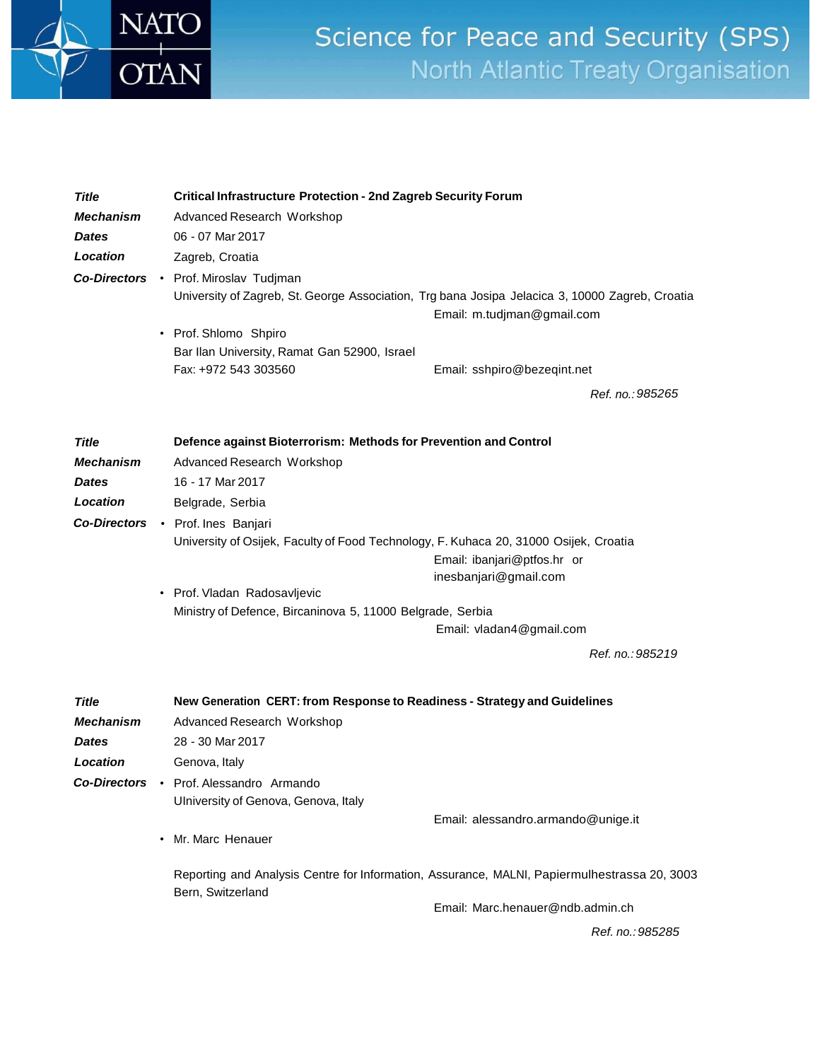| | |
|---|---|
| ***Title*** | **Critical Infrastructure Protection - 2nd Zagreb Security Forum** |
| ***Mechanism*** | Advanced Research Workshop |
| ***Dates*** | 06 - 07 Mar 2017 |
| ***Location*** | Zagreb, Croatia |
| ***Co-Directors*** | • Prof. Miroslav Tudjman<br>University of Zagreb, St. George Association, Trg bana Josipa Jelacica 3, 10000 Zagreb, Croatia<br>Email: m.tudjman@gmail.com<br>• Prof. Shlomo Shpiro<br>Bar Ilan University, Ramat Gan 52900, Israel<br>Fax: +972 543 303560 Email: sshpiro@bezeqint.net |

*Ref. no.: 985265*

| | |
|---|---|
| ***Title*** | **Defence against Bioterrorism: Methods for Prevention and Control** |
| ***Mechanism*** | Advanced Research Workshop |
| ***Dates*** | 16 - 17 Mar 2017 |
| ***Location*** | Belgrade, Serbia |
| ***Co-Directors*** | • Prof. Ines Banjari<br>University of Osijek, Faculty of Food Technology, F. Kuhaca 20, 31000 Osijek, Croatia<br>Email: ibanjari@ptfos.hr or inesbanjari@gmail.com<br>• Prof. Vladan Radosavljevic<br>Ministry of Defence, Bircaninova 5, 11000 Belgrade, Serbia<br>Email: vladan4@gmail.com |

*Ref. no.: 985219*

| | |
|---|---|
| ***Title*** | **New Generation CERT: from Response to Readiness - Strategy and Guidelines** |
| ***Mechanism*** | Advanced Research Workshop |
| ***Dates*** | 28 - 30 Mar 2017 |
| ***Location*** | Genova, Italy |
| ***Co-Directors*** | • Prof. Alessandro Armando<br>UIniversity of Genova, Genova, Italy<br>Email: alessandro.armando@unige.it<br>• Mr. Marc Henauer<br>Reporting and Analysis Centre for Information, Assurance, MALNI, Papiermulhestrassa 20, 3003 Bern, Switzerland<br>Email: Marc.henauer@ndb.admin.ch |

*Ref. no.: 985285*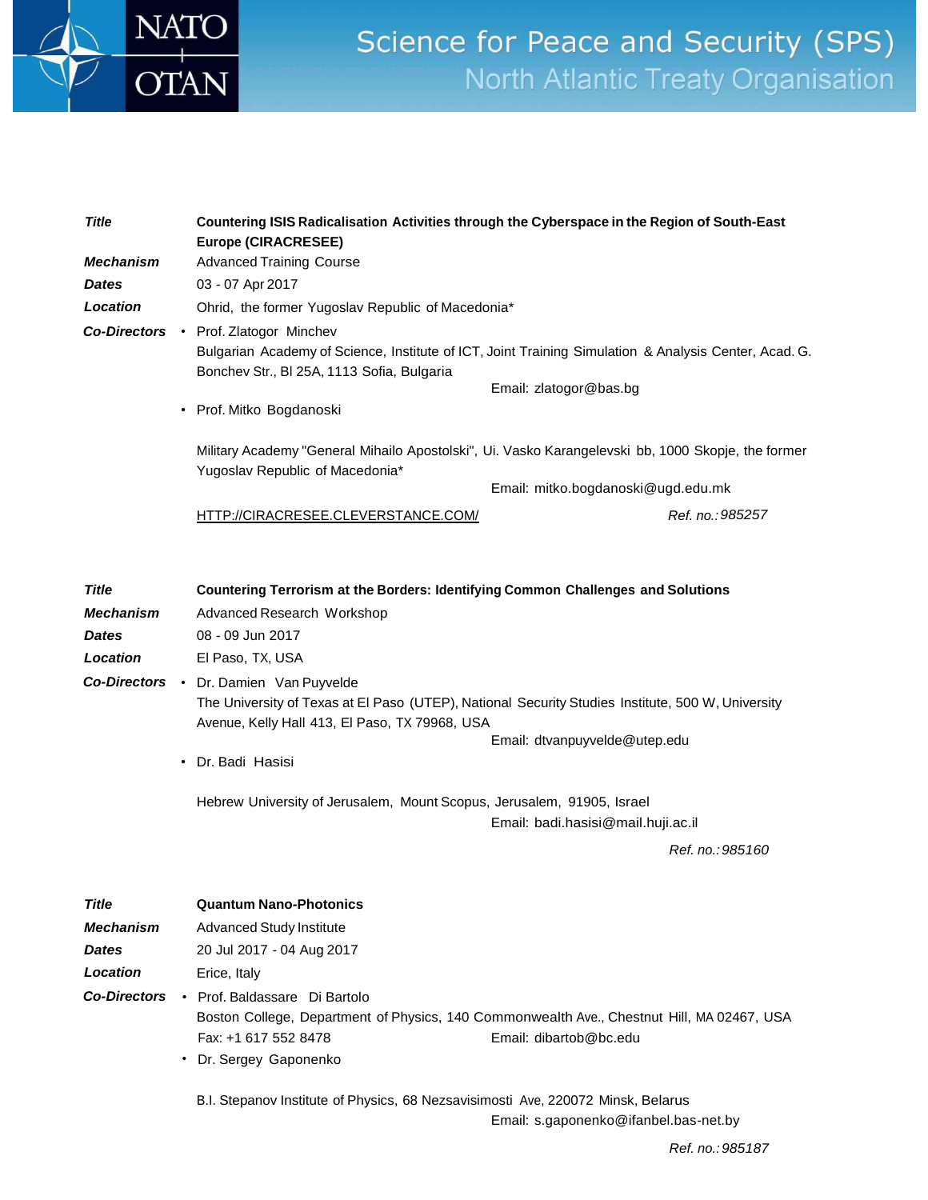| | |
|---|---|
| ***Title*** | **Countering ISIS Radicalisation Activities through the Cyberspace in the Region of South-East Europe (CIRACRESEE)** |
| ***Mechanism*** | Advanced Training Course |
| ***Dates*** | 03 - 07 Apr 2017 |
| ***Location*** | Ohrid, the former Yugoslav Republic of Macedonia* |
| ***Co-Directors*** | • Prof. Zlatogor Minchev<br>Bulgarian Academy of Science, Institute of ICT, Joint Training Simulation & Analysis Center, Acad. G. Bonchev Str., Bl 25A, 1113 Sofia, Bulgaria<br>Email: zlatogor@bas.bg<br>• Prof. Mitko Bogdanoski<br>Military Academy "General Mihailo Apostolski", Ui. Vasko Karangelevski bb, 1000 Skopje, the former Yugoslav Republic of Macedonia*<br>Email: mitko.bogdanoski@ugd.edu.mk |
| | HTTP://CIRACRESEE.CLEVERSTANCE.COM/ *Ref. no.: 985257* |

| | |
|---|---|
| ***Title*** | **Countering Terrorism at the Borders: Identifying Common Challenges and Solutions** |
| ***Mechanism*** | Advanced Research Workshop |
| ***Dates*** | 08 - 09 Jun 2017 |
| ***Location*** | El Paso, TX, USA |
| ***Co-Directors*** | • Dr. Damien Van Puyvelde<br>The University of Texas at El Paso (UTEP), National Security Studies Institute, 500 W, University Avenue, Kelly Hall 413, El Paso, TX 79968, USA<br>Email: dtvanpuyvelde@utep.edu<br>• Dr. Badi Hasisi<br>Hebrew University of Jerusalem, Mount Scopus, Jerusalem, 91905, Israel<br>Email: badi.hasisi@mail.huji.ac.il |
| | *Ref. no.: 985160* |

| | |
|---|---|
| ***Title*** | **Quantum Nano-Photonics** |
| ***Mechanism*** | Advanced Study Institute |
| ***Dates*** | 20 Jul 2017 - 04 Aug 2017 |
| ***Location*** | Erice, Italy |
| ***Co-Directors*** | • Prof. Baldassare Di Bartolo<br>Boston College, Department of Physics, 140 Commonwealth Ave., Chestnut Hill, MA 02467, USA<br>Fax: +1 617 552 8478 Email: dibartob@bc.edu<br>• Dr. Sergey Gaponenko<br>B.I. Stepanov Institute of Physics, 68 Nezsavisimosti Ave, 220072 Minsk, Belarus<br>Email: s.gaponenko@ifanbel.bas-net.by |
| | *Ref. no.: 985187* |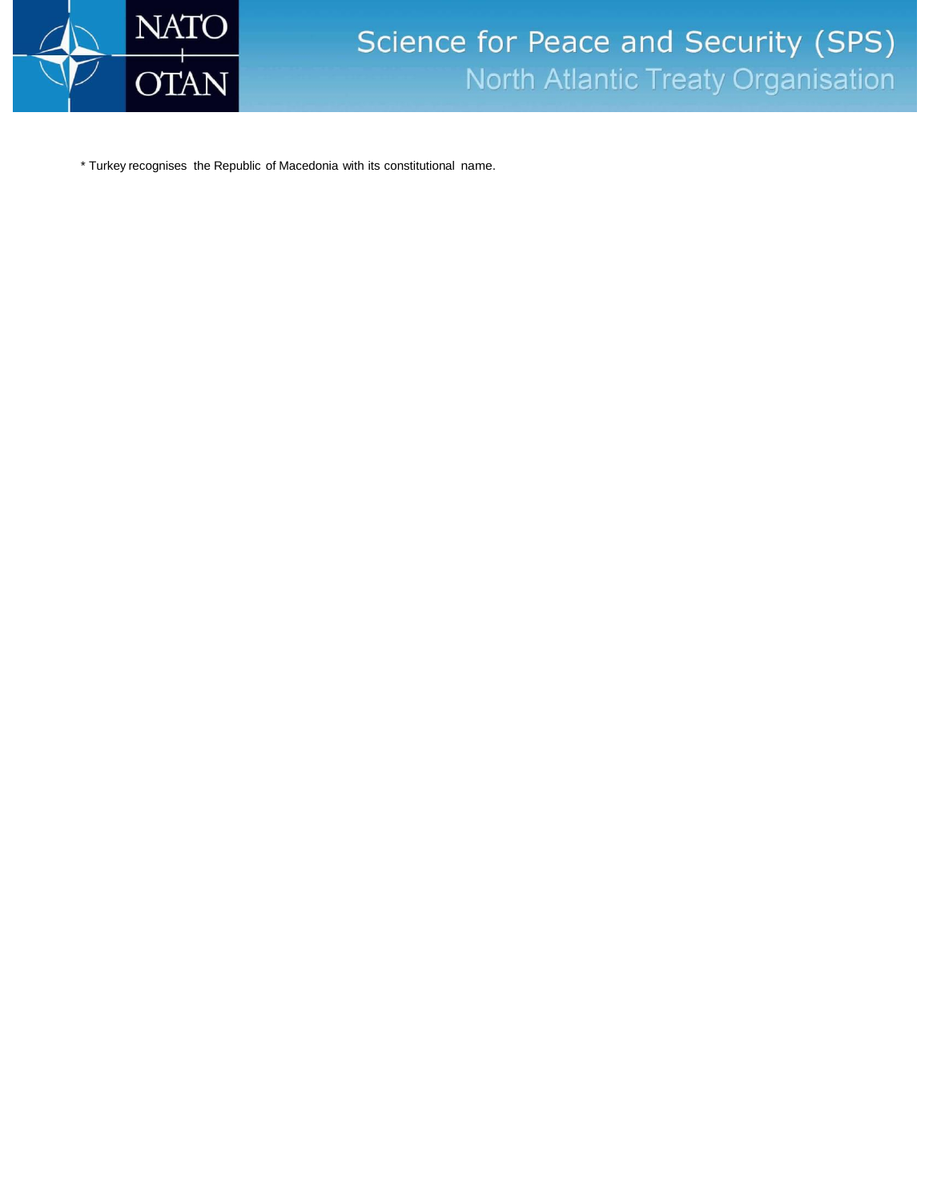* Turkey recognises the Republic of Macedonia with its constitutional name.